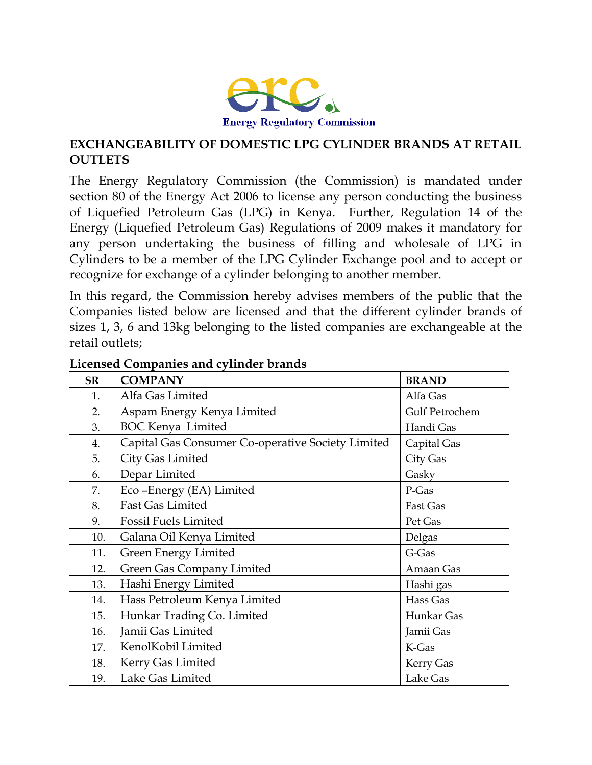Energy Regulatory Commission

# EXCHANGEABILITY OF DOMESTIC LPG CYLINDER BRANDS AT RETAIL OUTLETS

The Energy Regulatory Commission (the Commission) is mandated under section 80 of the Energy Act 2006 to license any person conducting the business of Liquefied Petroleum Gas (LPG) in Kenya. Further, Regulation 14 of the Energy (Liquefied Petroleum Gas) Regulations of 2009 makes it mandatory for any person undertaking the business of filling and wholesale of LPG in Cylinders to be a member of the LPG Cylinder Exchange pool and to accept or recognize for exchange of a cylinder belonging to another member.

In this regard, the Commission hereby advises members of the public that the Companies listed below are licensed and that the different cylinder brands of sizes 1, 3, 6 and 13kg belonging to the listed companies are exchangeable at the retail outlets;

**Licensed Companies and cylinder brands**

| SR | COMPANY | BRAND |
|---|---|---|
| 1. | Alfa Gas Limited | Alfa Gas |
| 2. | Aspam Energy Kenya Limited | Gulf Petrochem |
| 3. | BOC Kenya Limited | Handi Gas |
| 4. | Capital Gas Consumer Co-operative Society Limited | Capital Gas |
| 5. | City Gas Limited | City Gas |
| 6. | Depar Limited | Gasky |
| 7. | Eco –Energy (EA) Limited | P-Gas |
| 8. | Fast Gas Limited | Fast Gas |
| 9. | Fossil Fuels Limited | Pet Gas |
| 10. | Galana Oil Kenya Limited | Delgas |
| 11. | Green Energy Limited | G-Gas |
| 12. | Green Gas Company Limited | Amaan Gas |
| 13. | Hashi Energy Limited | Hashi gas |
| 14. | Hass Petroleum Kenya Limited | Hass Gas |
| 15. | Hunkar Trading Co. Limited | Hunkar Gas |
| 16. | Jamii Gas Limited | Jamii Gas |
| 17. | KenolKobil Limited | K-Gas |
| 18. | Kerry Gas Limited | Kerry Gas |
| 19. | Lake Gas Limited | Lake Gas |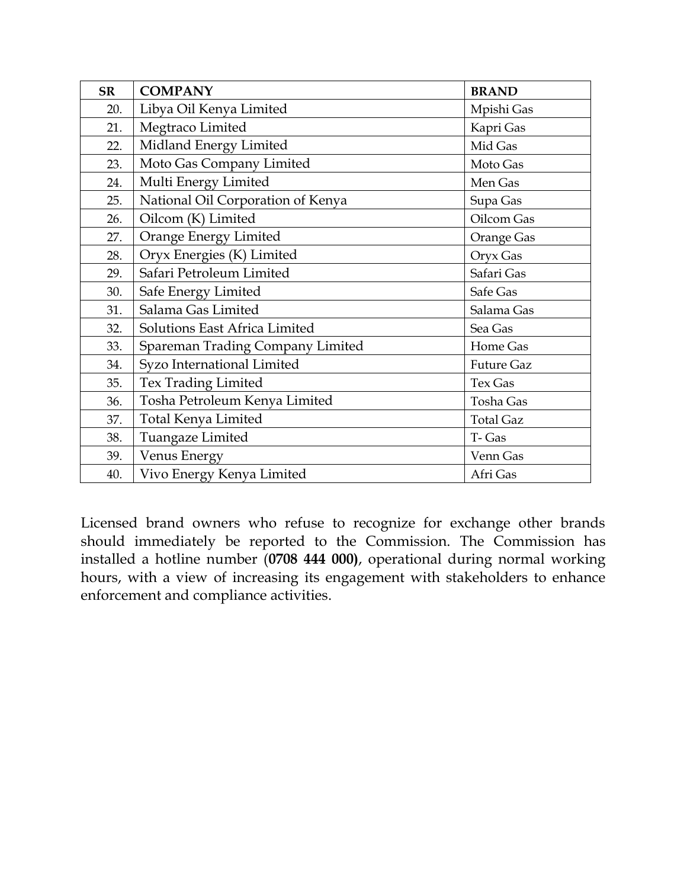| SR | COMPANY | BRAND |
|---|---|---|
| 20. | Libya Oil Kenya Limited | Mpishi Gas |
| 21. | Megtraco Limited | Kapri Gas |
| 22. | Midland Energy Limited | Mid Gas |
| 23. | Moto Gas Company Limited | Moto Gas |
| 24. | Multi Energy Limited | Men Gas |
| 25. | National Oil Corporation of Kenya | Supa Gas |
| 26. | Oilcom (K) Limited | Oilcom Gas |
| 27. | Orange Energy Limited | Orange Gas |
| 28. | Oryx Energies (K) Limited | Oryx Gas |
| 29. | Safari Petroleum Limited | Safari Gas |
| 30. | Safe Energy Limited | Safe Gas |
| 31. | Salama Gas Limited | Salama Gas |
| 32. | Solutions East Africa Limited | Sea Gas |
| 33. | Spareman Trading Company Limited | Home Gas |
| 34. | Syzo International Limited | Future Gaz |
| 35. | Tex Trading Limited | Tex Gas |
| 36. | Tosha Petroleum Kenya Limited | Tosha Gas |
| 37. | Total Kenya Limited | Total Gaz |
| 38. | Tuangaze Limited | T- Gas |
| 39. | Venus Energy | Venn Gas |
| 40. | Vivo Energy Kenya Limited | Afri Gas |

Licensed brand owners who refuse to recognize for exchange other brands should immediately be reported to the Commission. The Commission has installed a hotline number (**0708 444 000)**, operational during normal working hours, with a view of increasing its engagement with stakeholders to enhance enforcement and compliance activities.